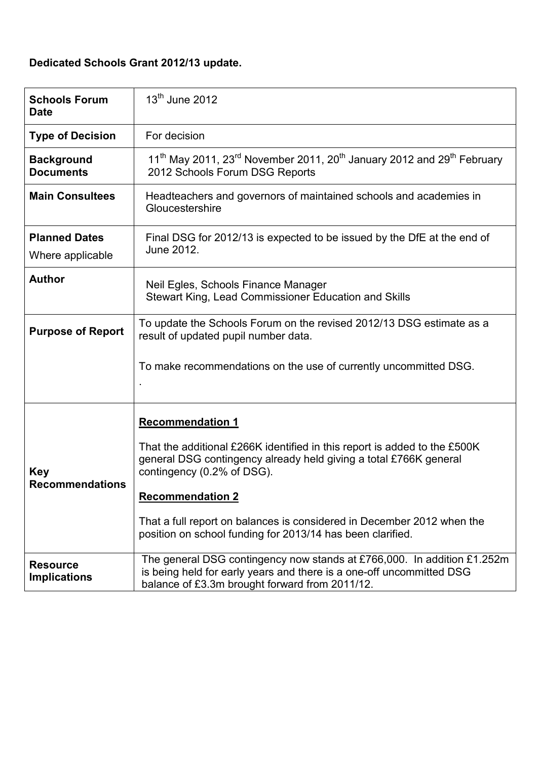**Dedicated Schools Grant 2012/13 update.**

| | |
|---|---|
| **Schools Forum Date** | 13th June 2012 |
| **Type of Decision** | For decision |
| **Background Documents** | 11th May 2011, 23rd November 2011, 20th January 2012 and 29th February 2012 Schools Forum DSG Reports |
| **Main Consultees** | Headteachers and governors of maintained schools and academies in Gloucestershire |
| **Planned Dates** Where applicable | Final DSG for 2012/13 is expected to be issued by the DfE at the end of June 2012. |
| **Author** | Neil Egles, Schools Finance Manager<br>Stewart King, Lead Commissioner Education and Skills |
| **Purpose of Report** | To update the Schools Forum on the revised 2012/13 DSG estimate as a result of updated pupil number data.<br><br>To make recommendations on the use of currently uncommitted DSG.<br>. |
| **Key Recommendations** | **Recommendation 1**<br><br>That the additional £266K identified in this report is added to the £500K general DSG contingency already held giving a total £766K general contingency (0.2% of DSG).<br><br>**Recommendation 2**<br><br>That a full report on balances is considered in December 2012 when the position on school funding for 2013/14 has been clarified. |
| **Resource Implications** | The general DSG contingency now stands at £766,000. In addition £1.252m is being held for early years and there is a one-off uncommitted DSG balance of £3.3m brought forward from 2011/12. |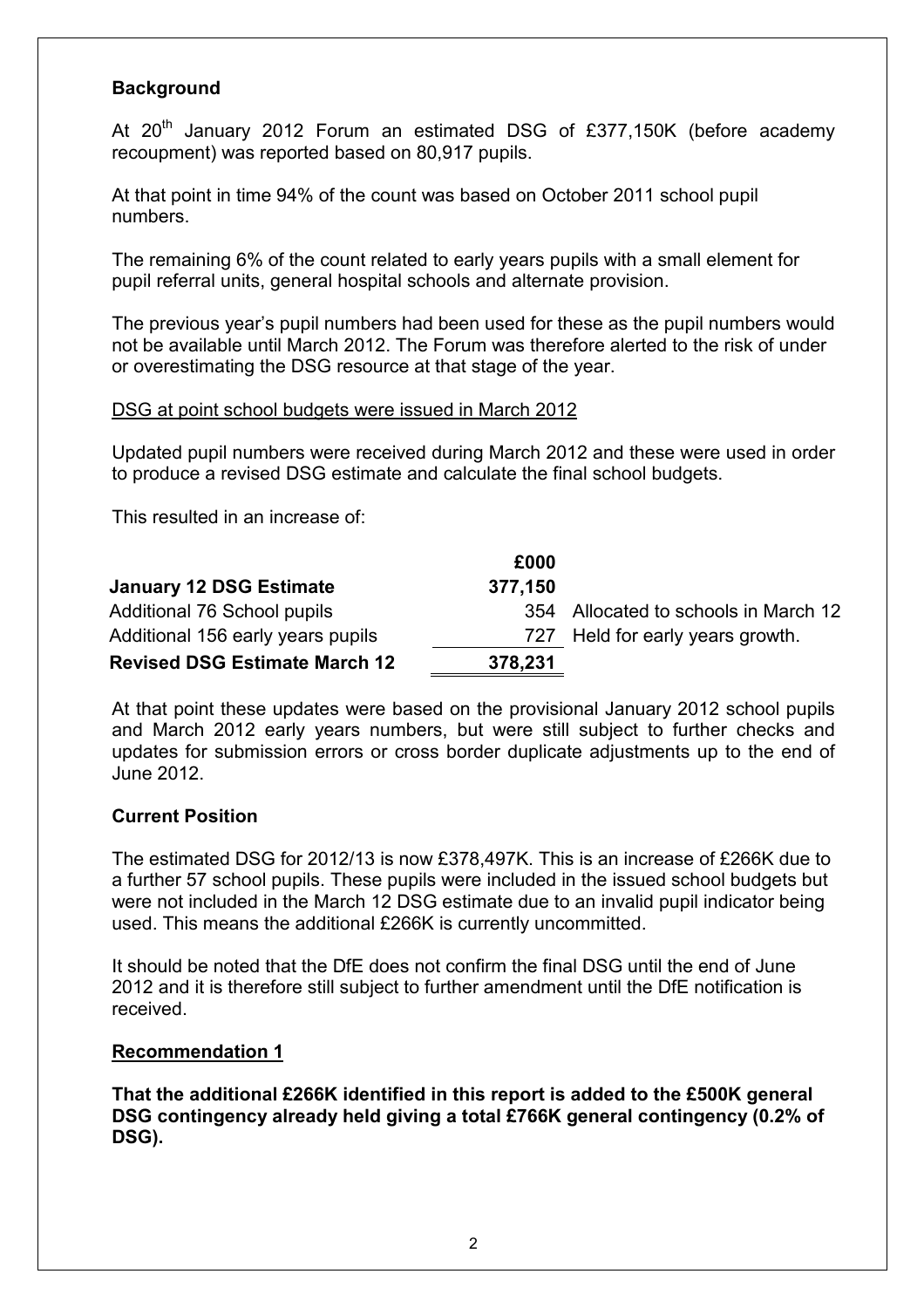### Background

At 20th January 2012 Forum an estimated DSG of £377,150K (before academy recoupment) was reported based on 80,917 pupils.

At that point in time 94% of the count was based on October 2011 school pupil numbers.

The remaining 6% of the count related to early years pupils with a small element for pupil referral units, general hospital schools and alternate provision.

The previous year's pupil numbers had been used for these as the pupil numbers would not be available until March 2012. The Forum was therefore alerted to the risk of under or overestimating the DSG resource at that stage of the year.

DSG at point school budgets were issued in March 2012

Updated pupil numbers were received during March 2012 and these were used in order to produce a revised DSG estimate and calculate the final school budgets.

This resulted in an increase of:

| | £000 | |
|---|---|---|
| **January 12 DSG Estimate** | **377,150** | |
| Additional 76 School pupils | 354 | Allocated to schools in March 12 |
| Additional 156 early years pupils | 727 | Held for early years growth. |
| **Revised DSG Estimate March 12** | **378,231** | |

At that point these updates were based on the provisional January 2012 school pupils and March 2012 early years numbers, but were still subject to further checks and updates for submission errors or cross border duplicate adjustments up to the end of June 2012.

### Current Position

The estimated DSG for 2012/13 is now £378,497K. This is an increase of £266K due to a further 57 school pupils. These pupils were included in the issued school budgets but were not included in the March 12 DSG estimate due to an invalid pupil indicator being used. This means the additional £266K is currently uncommitted.

It should be noted that the DfE does not confirm the final DSG until the end of June 2012 and it is therefore still subject to further amendment until the DfE notification is received.

### Recommendation 1

**That the additional £266K identified in this report is added to the £500K general DSG contingency already held giving a total £766K general contingency (0.2% of DSG).**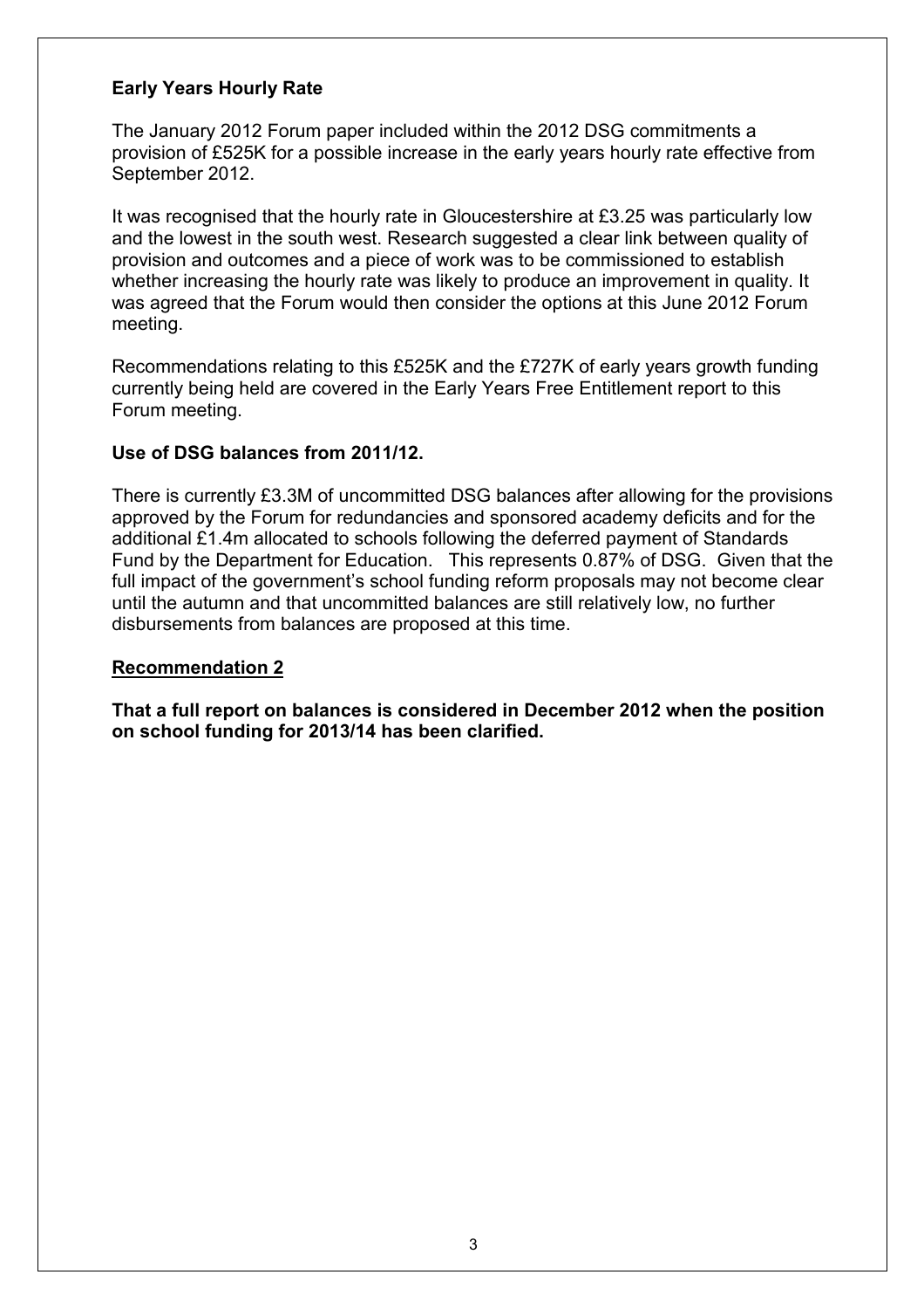**Early Years Hourly Rate**

The January 2012 Forum paper included within the 2012 DSG commitments a provision of £525K for a possible increase in the early years hourly rate effective from September 2012.

It was recognised that the hourly rate in Gloucestershire at £3.25 was particularly low and the lowest in the south west. Research suggested a clear link between quality of provision and outcomes and a piece of work was to be commissioned to establish whether increasing the hourly rate was likely to produce an improvement in quality. It was agreed that the Forum would then consider the options at this June 2012 Forum meeting.

Recommendations relating to this £525K and the £727K of early years growth funding currently being held are covered in the Early Years Free Entitlement report to this Forum meeting.

**Use of DSG balances from 2011/12.**

There is currently £3.3M of uncommitted DSG balances after allowing for the provisions approved by the Forum for redundancies and sponsored academy deficits and for the additional £1.4m allocated to schools following the deferred payment of Standards Fund by the Department for Education. This represents 0.87% of DSG. Given that the full impact of the government's school funding reform proposals may not become clear until the autumn and that uncommitted balances are still relatively low, no further disbursements from balances are proposed at this time.

**Recommendation 2**

**That a full report on balances is considered in December 2012 when the position on school funding for 2013/14 has been clarified.**